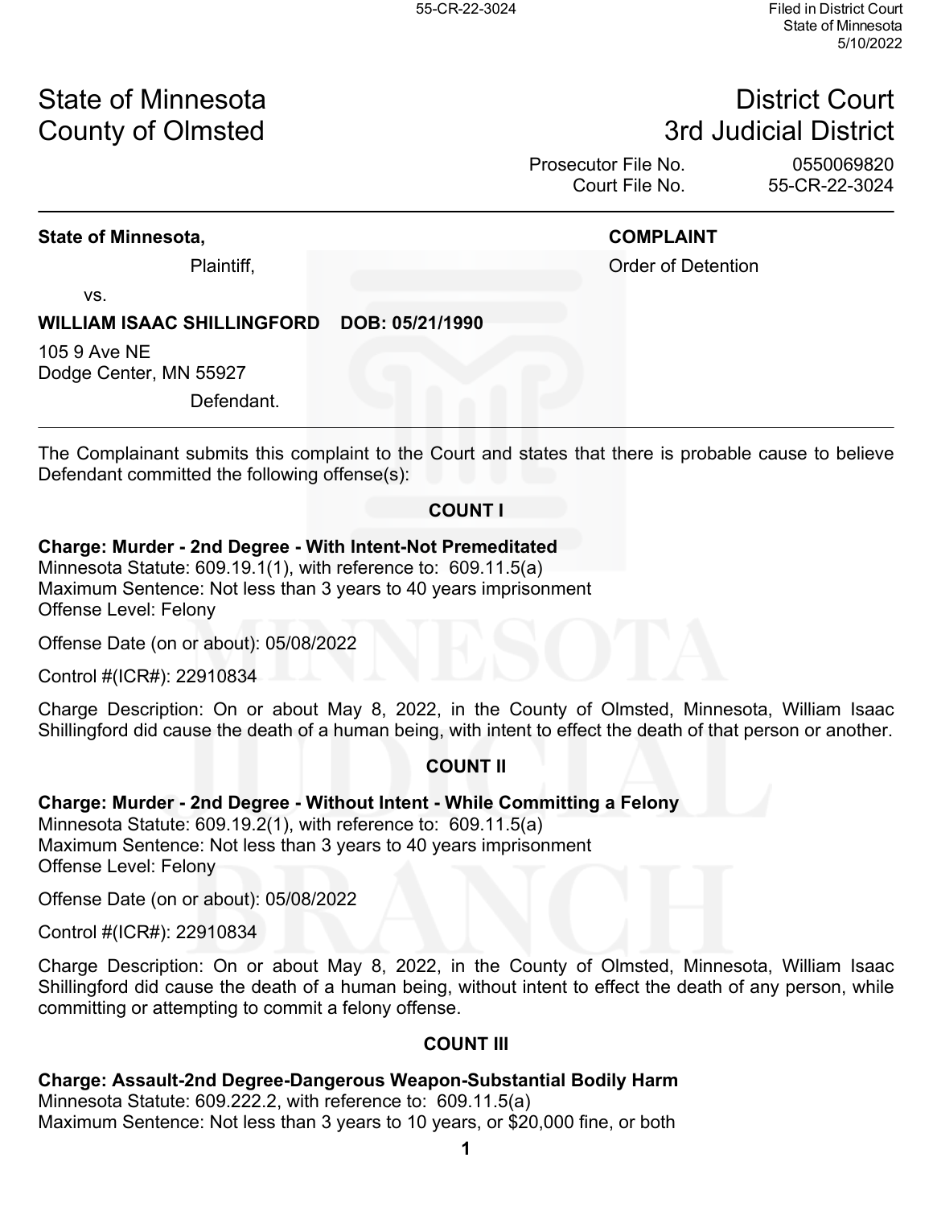55-CR-22-3024

Filed in District Court
State of Minnesota
5/10/2022

State of Minnesota
County of Olmsted

District Court
3rd Judicial District

Prosecutor File No. 0550069820
Court File No. 55-CR-22-3024

**State of Minnesota,**

Plaintiff,

vs.

**WILLIAM ISAAC SHILLINGFORD DOB: 05/21/1990**

105 9 Ave NE
Dodge Center, MN 55927

Defendant.

**COMPLAINT**

Order of Detention

The Complainant submits this complaint to the Court and states that there is probable cause to believe Defendant committed the following offense(s):

**COUNT I**

**Charge: Murder - 2nd Degree - With Intent-Not Premeditated**
Minnesota Statute: 609.19.1(1), with reference to: 609.11.5(a)
Maximum Sentence: Not less than 3 years to 40 years imprisonment
Offense Level: Felony

Offense Date (on or about): 05/08/2022

Control #(ICR#): 22910834

Charge Description: On or about May 8, 2022, in the County of Olmsted, Minnesota, William Isaac Shillingford did cause the death of a human being, with intent to effect the death of that person or another.

**COUNT II**

**Charge: Murder - 2nd Degree - Without Intent - While Committing a Felony**
Minnesota Statute: 609.19.2(1), with reference to: 609.11.5(a)
Maximum Sentence: Not less than 3 years to 40 years imprisonment
Offense Level: Felony

Offense Date (on or about): 05/08/2022

Control #(ICR#): 22910834

Charge Description: On or about May 8, 2022, in the County of Olmsted, Minnesota, William Isaac Shillingford did cause the death of a human being, without intent to effect the death of any person, while committing or attempting to commit a felony offense.

**COUNT III**

**Charge: Assault-2nd Degree-Dangerous Weapon-Substantial Bodily Harm**
Minnesota Statute: 609.222.2, with reference to: 609.11.5(a)
Maximum Sentence: Not less than 3 years to 10 years, or $20,000 fine, or both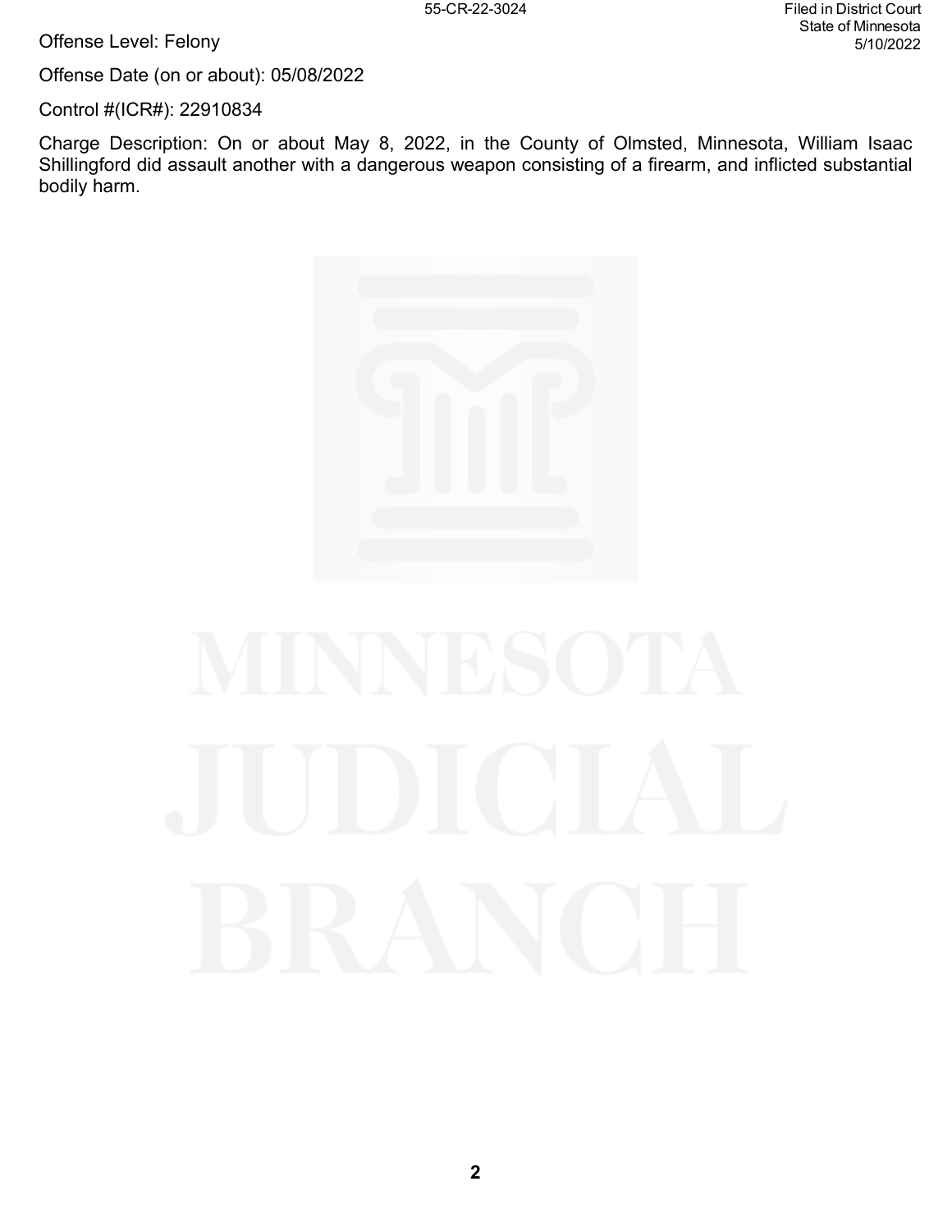Offense Level: Felony

Offense Date (on or about): 05/08/2022

Control #(ICR#): 22910834

Charge Description: On or about May 8, 2022, in the County of Olmsted, Minnesota, William Isaac Shillingford did assault another with a dangerous weapon consisting of a firearm, and inflicted substantial bodily harm.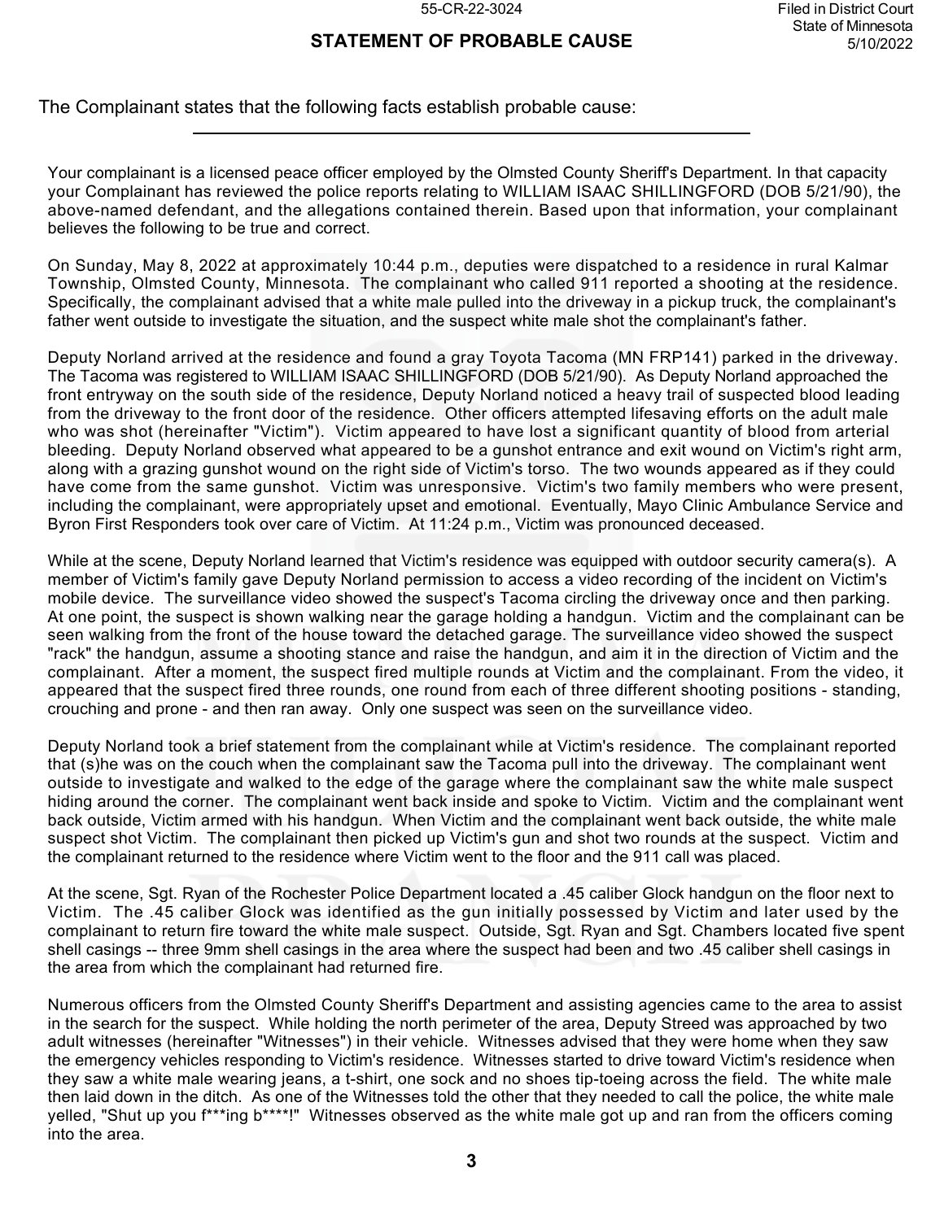# STATEMENT OF PROBABLE CAUSE

The Complainant states that the following facts establish probable cause:

---

Your complainant is a licensed peace officer employed by the Olmsted County Sheriff's Department. In that capacity your Complainant has reviewed the police reports relating to WILLIAM ISAAC SHILLINGFORD (DOB 5/21/90), the above-named defendant, and the allegations contained therein. Based upon that information, your complainant believes the following to be true and correct.

On Sunday, May 8, 2022 at approximately 10:44 p.m., deputies were dispatched to a residence in rural Kalmar Township, Olmsted County, Minnesota. The complainant who called 911 reported a shooting at the residence. Specifically, the complainant advised that a white male pulled into the driveway in a pickup truck, the complainant's father went outside to investigate the situation, and the suspect white male shot the complainant's father.

Deputy Norland arrived at the residence and found a gray Toyota Tacoma (MN FRP141) parked in the driveway. The Tacoma was registered to WILLIAM ISAAC SHILLINGFORD (DOB 5/21/90). As Deputy Norland approached the front entryway on the south side of the residence, Deputy Norland noticed a heavy trail of suspected blood leading from the driveway to the front door of the residence. Other officers attempted lifesaving efforts on the adult male who was shot (hereinafter "Victim"). Victim appeared to have lost a significant quantity of blood from arterial bleeding. Deputy Norland observed what appeared to be a gunshot entrance and exit wound on Victim's right arm, along with a grazing gunshot wound on the right side of Victim's torso. The two wounds appeared as if they could have come from the same gunshot. Victim was unresponsive. Victim's two family members who were present, including the complainant, were appropriately upset and emotional. Eventually, Mayo Clinic Ambulance Service and Byron First Responders took over care of Victim. At 11:24 p.m., Victim was pronounced deceased.

While at the scene, Deputy Norland learned that Victim's residence was equipped with outdoor security camera(s). A member of Victim's family gave Deputy Norland permission to access a video recording of the incident on Victim's mobile device. The surveillance video showed the suspect's Tacoma circling the driveway once and then parking. At one point, the suspect is shown walking near the garage holding a handgun. Victim and the complainant can be seen walking from the front of the house toward the detached garage. The surveillance video showed the suspect "rack" the handgun, assume a shooting stance and raise the handgun, and aim it in the direction of Victim and the complainant. After a moment, the suspect fired multiple rounds at Victim and the complainant. From the video, it appeared that the suspect fired three rounds, one round from each of three different shooting positions - standing, crouching and prone - and then ran away. Only one suspect was seen on the surveillance video.

Deputy Norland took a brief statement from the complainant while at Victim's residence. The complainant reported that (s)he was on the couch when the complainant saw the Tacoma pull into the driveway. The complainant went outside to investigate and walked to the edge of the garage where the complainant saw the white male suspect hiding around the corner. The complainant went back inside and spoke to Victim. Victim and the complainant went back outside, Victim armed with his handgun. When Victim and the complainant went back outside, the white male suspect shot Victim. The complainant then picked up Victim's gun and shot two rounds at the suspect. Victim and the complainant returned to the residence where Victim went to the floor and the 911 call was placed.

At the scene, Sgt. Ryan of the Rochester Police Department located a .45 caliber Glock handgun on the floor next to Victim. The .45 caliber Glock was identified as the gun initially possessed by Victim and later used by the complainant to return fire toward the white male suspect. Outside, Sgt. Ryan and Sgt. Chambers located five spent shell casings -- three 9mm shell casings in the area where the suspect had been and two .45 caliber shell casings in the area from which the complainant had returned fire.

Numerous officers from the Olmsted County Sheriff's Department and assisting agencies came to the area to assist in the search for the suspect. While holding the north perimeter of the area, Deputy Streed was approached by two adult witnesses (hereinafter "Witnesses") in their vehicle. Witnesses advised that they were home when they saw the emergency vehicles responding to Victim's residence. Witnesses started to drive toward Victim's residence when they saw a white male wearing jeans, a t-shirt, one sock and no shoes tip-toeing across the field. The white male then laid down in the ditch. As one of the Witnesses told the other that they needed to call the police, the white male yelled, "Shut up you f***ing b****!" Witnesses observed as the white male got up and ran from the officers coming into the area.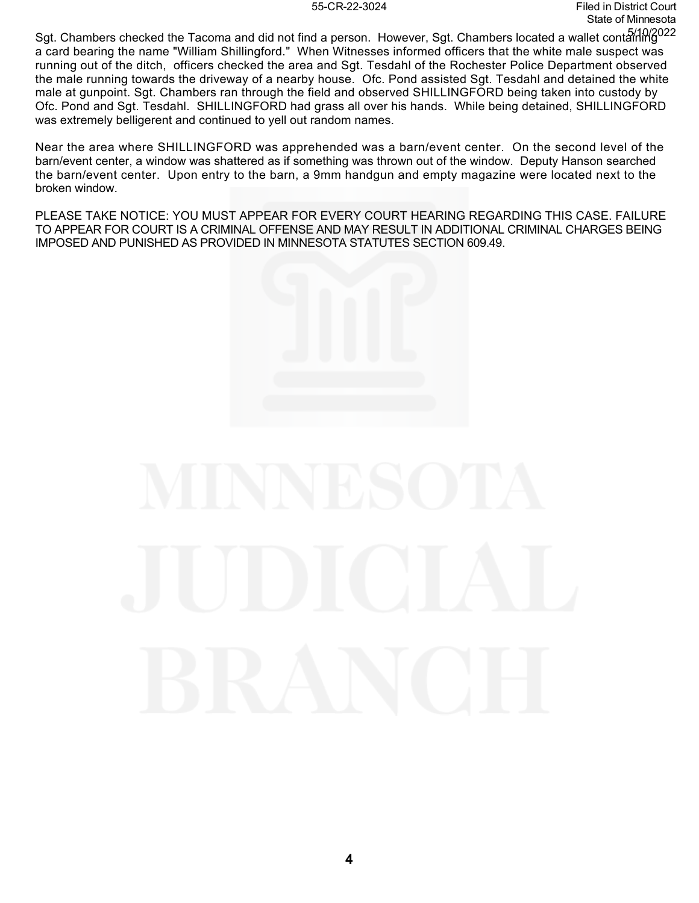Sgt. Chambers checked the Tacoma and did not find a person. However, Sgt. Chambers located a wallet containing a card bearing the name "William Shillingford." When Witnesses informed officers that the white male suspect was running out of the ditch, officers checked the area and Sgt. Tesdahl of the Rochester Police Department observed the male running towards the driveway of a nearby house. Ofc. Pond assisted Sgt. Tesdahl and detained the white male at gunpoint. Sgt. Chambers ran through the field and observed SHILLINGFORD being taken into custody by Ofc. Pond and Sgt. Tesdahl. SHILLINGFORD had grass all over his hands. While being detained, SHILLINGFORD was extremely belligerent and continued to yell out random names.

Near the area where SHILLINGFORD was apprehended was a barn/event center. On the second level of the barn/event center, a window was shattered as if something was thrown out of the window. Deputy Hanson searched the barn/event center. Upon entry to the barn, a 9mm handgun and empty magazine were located next to the broken window.

PLEASE TAKE NOTICE: YOU MUST APPEAR FOR EVERY COURT HEARING REGARDING THIS CASE. FAILURE TO APPEAR FOR COURT IS A CRIMINAL OFFENSE AND MAY RESULT IN ADDITIONAL CRIMINAL CHARGES BEING IMPOSED AND PUNISHED AS PROVIDED IN MINNESOTA STATUTES SECTION 609.49.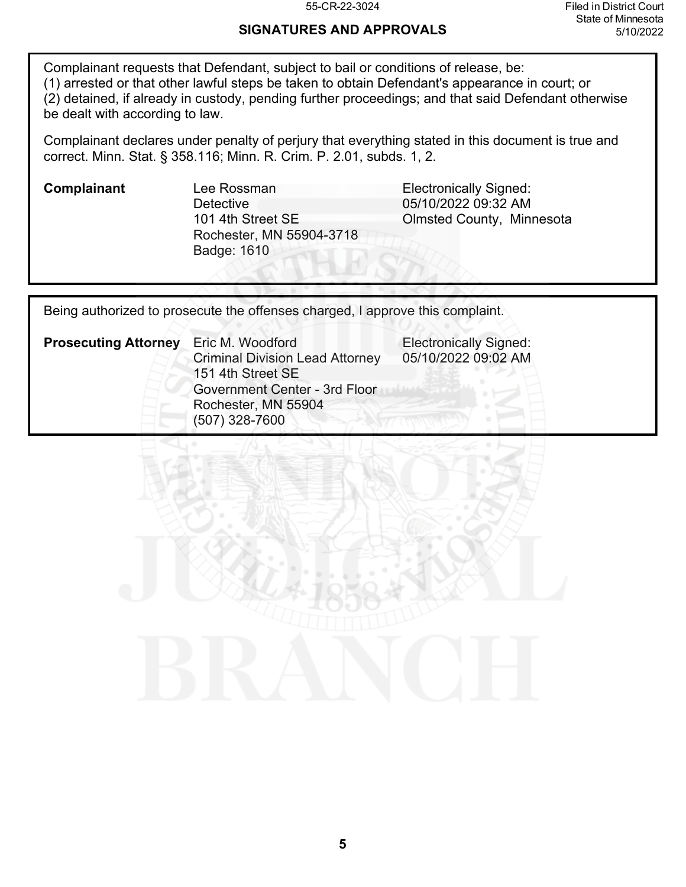## SIGNATURES AND APPROVALS

Complainant requests that Defendant, subject to bail or conditions of release, be:
(1) arrested or that other lawful steps be taken to obtain Defendant's appearance in court; or
(2) detained, if already in custody, pending further proceedings; and that said Defendant otherwise be dealt with according to law.

Complainant declares under penalty of perjury that everything stated in this document is true and correct. Minn. Stat. § 358.116; Minn. R. Crim. P. 2.01, subds. 1, 2.

| | | |
|---|---|---|
| **Complainant** | Lee Rossman<br>Detective<br>101 4th Street SE<br>Rochester, MN 55904-3718<br>Badge: 1610 | Electronically Signed:<br>05/10/2022 09:32 AM<br>Olmsted County, Minnesota |

Being authorized to prosecute the offenses charged, I approve this complaint.

| | | |
|---|---|---|
| **Prosecuting Attorney** | Eric M. Woodford<br>Criminal Division Lead Attorney<br>151 4th Street SE<br>Government Center - 3rd Floor<br>Rochester, MN 55904<br>(507) 328-7600 | Electronically Signed:<br>05/10/2022 09:02 AM |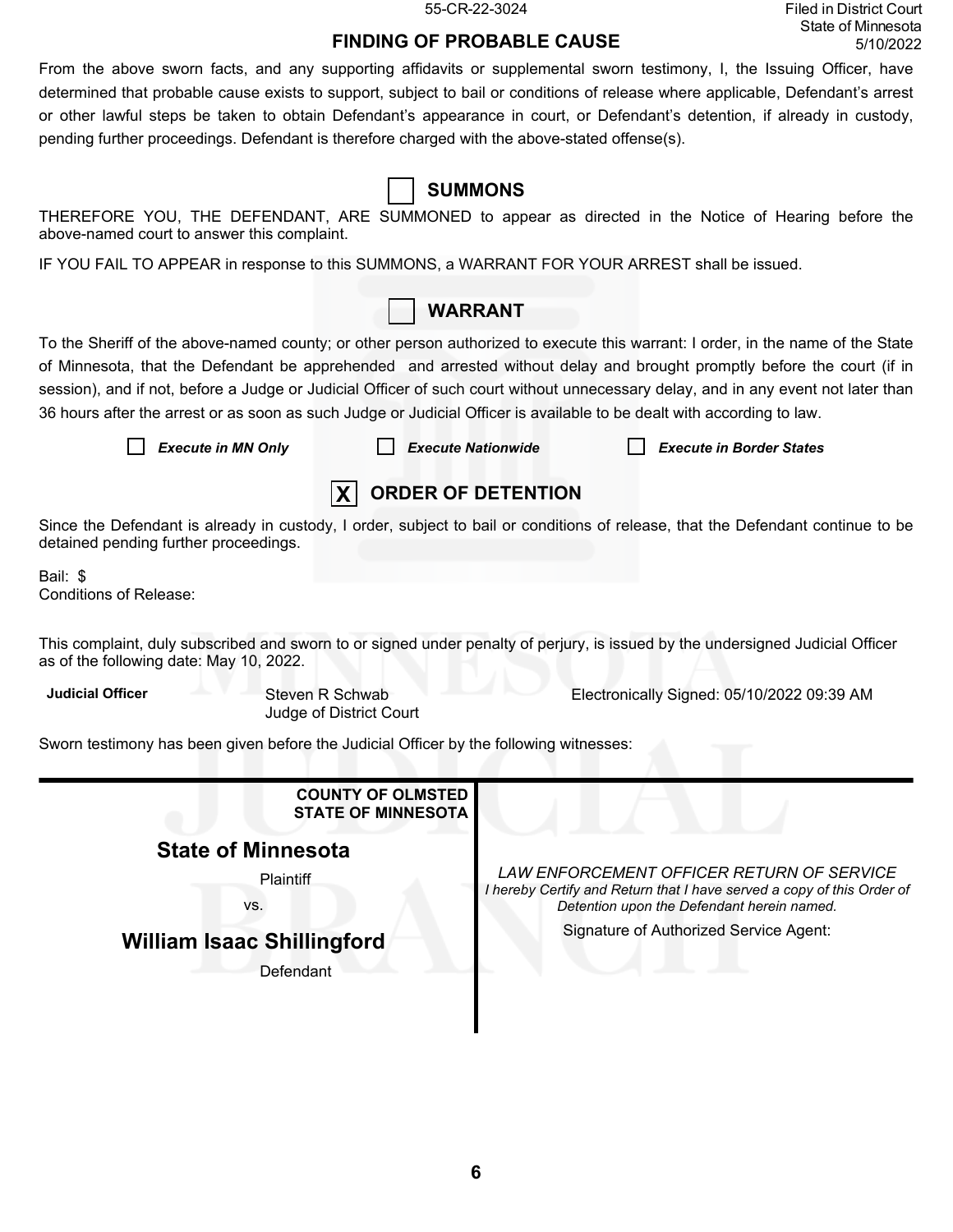55-CR-22-3024

Filed in District Court
State of Minnesota
5/10/2022

## FINDING OF PROBABLE CAUSE

From the above sworn facts, and any supporting affidavits or supplemental sworn testimony, I, the Issuing Officer, have determined that probable cause exists to support, subject to bail or conditions of release where applicable, Defendant's arrest or other lawful steps be taken to obtain Defendant's appearance in court, or Defendant's detention, if already in custody, pending further proceedings. Defendant is therefore charged with the above-stated offense(s).

### ☐ SUMMONS

THEREFORE YOU, THE DEFENDANT, ARE SUMMONED to appear as directed in the Notice of Hearing before the above-named court to answer this complaint.

IF YOU FAIL TO APPEAR in response to this SUMMONS, a WARRANT FOR YOUR ARREST shall be issued.

### ☐ WARRANT

To the Sheriff of the above-named county; or other person authorized to execute this warrant: I order, in the name of the State of Minnesota, that the Defendant be apprehended and arrested without delay and brought promptly before the court (if in session), and if not, before a Judge or Judicial Officer of such court without unnecessary delay, and in any event not later than 36 hours after the arrest or as soon as such Judge or Judicial Officer is available to be dealt with according to law.

☐ *Execute in MN Only* ☐ *Execute Nationwide* ☐ *Execute in Border States*

### ☒ ORDER OF DETENTION

Since the Defendant is already in custody, I order, subject to bail or conditions of release, that the Defendant continue to be detained pending further proceedings.

Bail: $
Conditions of Release:

This complaint, duly subscribed and sworn to or signed under penalty of perjury, is issued by the undersigned Judicial Officer as of the following date: May 10, 2022.

**Judicial Officer** Steven R Schwab
Judge of District Court

Electronically Signed: 05/10/2022 09:39 AM

Sworn testimony has been given before the Judicial Officer by the following witnesses:

---

| **COUNTY OF OLMSTED**<br>**STATE OF MINNESOTA** | |
|---|---|
| **State of Minnesota**<br>Plaintiff<br>vs.<br>**William Isaac Shillingford**<br>Defendant | *LAW ENFORCEMENT OFFICER RETURN OF SERVICE*<br>*I hereby Certify and Return that I have served a copy of this Order of Detention upon the Defendant herein named.*<br>Signature of Authorized Service Agent: |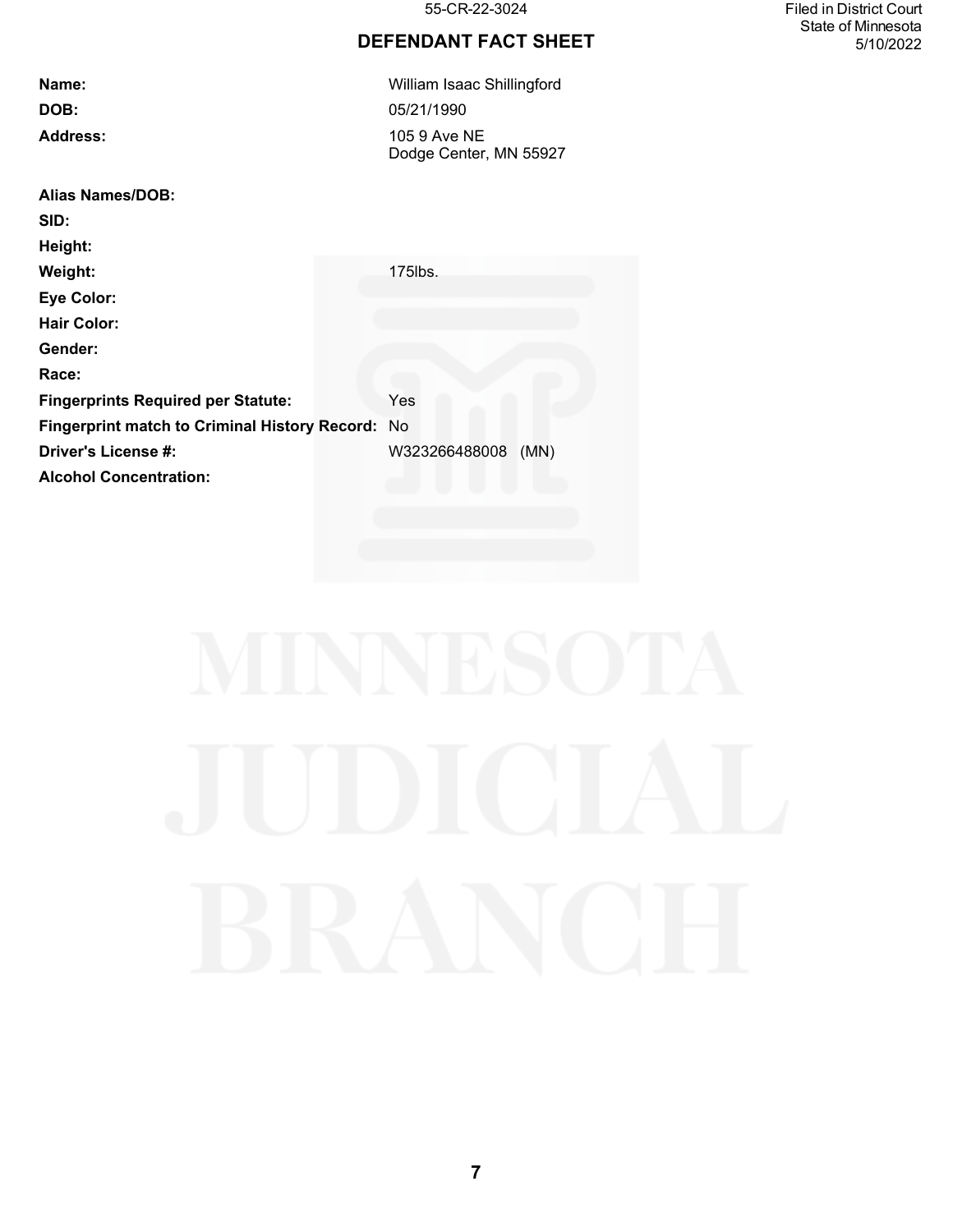55-CR-22-3024

Filed in District Court
State of Minnesota
5/10/2022

## DEFENDANT FACT SHEET

| | |
|---|---|
| **Name:** | William Isaac Shillingford |
| **DOB:** | 05/21/1990 |
| **Address:** | 105 9 Ave NE<br>Dodge Center, MN 55927 |
| **Alias Names/DOB:** | |
| **SID:** | |
| **Height:** | |
| **Weight:** | 175lbs. |
| **Eye Color:** | |
| **Hair Color:** | |
| **Gender:** | |
| **Race:** | |
| **Fingerprints Required per Statute:** | Yes |
| **Fingerprint match to Criminal History Record:** | No |
| **Driver's License #:** | W323266488008 (MN) |
| **Alcohol Concentration:** | |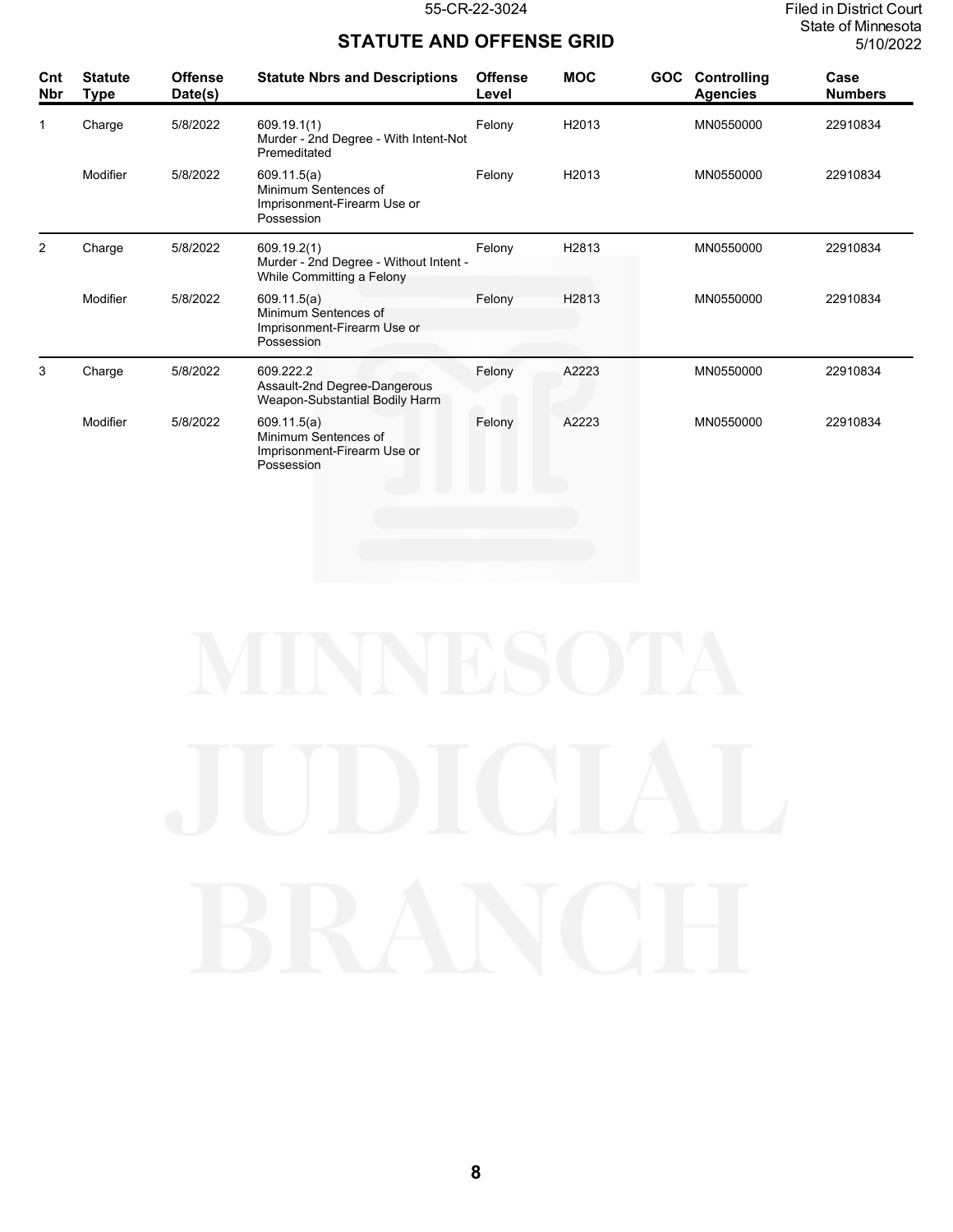55-CR-22-3024

Filed in District Court
State of Minnesota
5/10/2022

## STATUTE AND OFFENSE GRID

| Cnt Nbr | Statute Type | Offense Date(s) | Statute Nbrs and Descriptions | Offense Level | MOC | GOC | Controlling Agencies | Case Numbers |
|---|---|---|---|---|---|---|---|---|
| 1 | Charge | 5/8/2022 | 609.19.1(1) Murder - 2nd Degree - With Intent-Not Premeditated | Felony | H2013 | | MN0550000 | 22910834 |
| | Modifier | 5/8/2022 | 609.11.5(a) Minimum Sentences of Imprisonment-Firearm Use or Possession | Felony | H2013 | | MN0550000 | 22910834 |
| 2 | Charge | 5/8/2022 | 609.19.2(1) Murder - 2nd Degree - Without Intent - While Committing a Felony | Felony | H2813 | | MN0550000 | 22910834 |
| | Modifier | 5/8/2022 | 609.11.5(a) Minimum Sentences of Imprisonment-Firearm Use or Possession | Felony | H2813 | | MN0550000 | 22910834 |
| 3 | Charge | 5/8/2022 | 609.222.2 Assault-2nd Degree-Dangerous Weapon-Substantial Bodily Harm | Felony | A2223 | | MN0550000 | 22910834 |
| | Modifier | 5/8/2022 | 609.11.5(a) Minimum Sentences of Imprisonment-Firearm Use or Possession | Felony | A2223 | | MN0550000 | 22910834 |